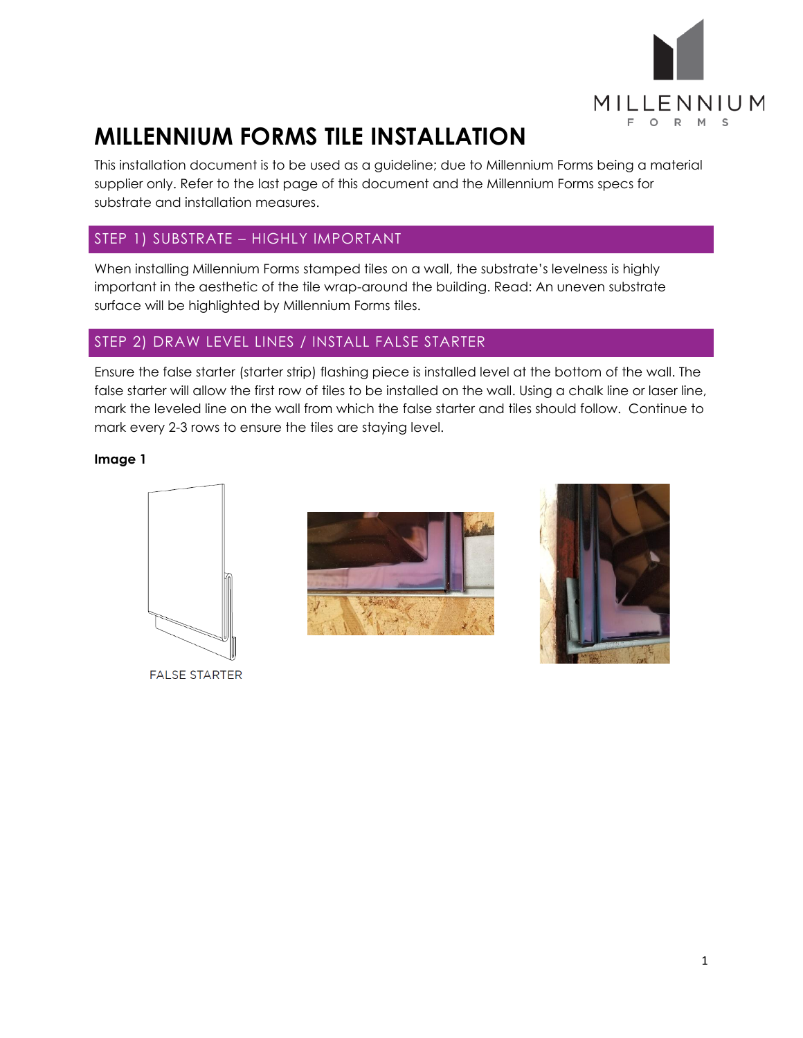# MILLENNIUM FORMS TILE INSTALLATION

This installation document is to be used as a guideline; due to Millennium Forms being a material supplier only. Refer to the last page of this document and the Millennium Forms specs for substrate and installation measures.

## STEP 1) SUBSTRATE – HIGHLY IMPORTANT

When installing Millennium Forms stamped tiles on a wall, the substrate's levelness is highly important in the aesthetic of the tile wrap-around the building. Read: An uneven substrate surface will be highlighted by Millennium Forms tiles.

## STEP 2) DRAW LEVEL LINES / INSTALL FALSE STARTER

Ensure the false starter (starter strip) flashing piece is installed level at the bottom of the wall. The false starter will allow the first row of tiles to be installed on the wall. Using a chalk line or laser line, mark the leveled line on the wall from which the false starter and tiles should follow. Continue to mark every 2-3 rows to ensure the tiles are staying level.

**Image 1**

FALSE STARTER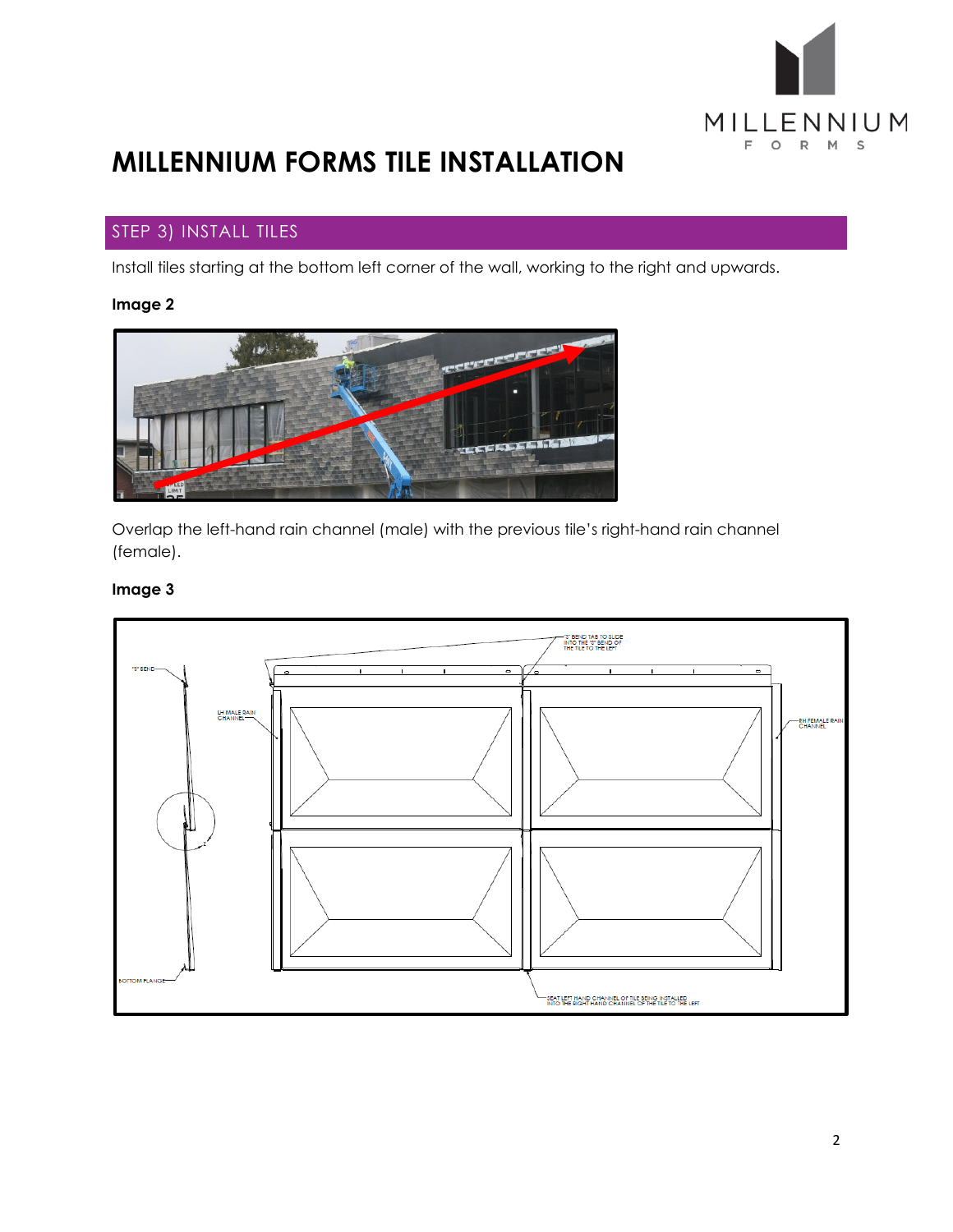# MILLENNIUM FORMS TILE INSTALLATION

## STEP 3) INSTALL TILES

Install tiles starting at the bottom left corner of the wall, working to the right and upwards.

**Image 2**

Overlap the left-hand rain channel (male) with the previous tile's right-hand rain channel (female).

**Image 3**

"S" BEND

LH MALE RAIN CHANNEL

BOTTOM FLANGE

"S" BEND TAB TO SLIDE INTO THE "S" BEND OF THE TILE TO THE LEFT

RH FEMALE RAIN CHANNEL

SEAT LEFT HAND CHANNEL OF TILE BEING INSTALLED INTO THE RIGHT HAND CHANNEL OF THE TILE TO THE LEFT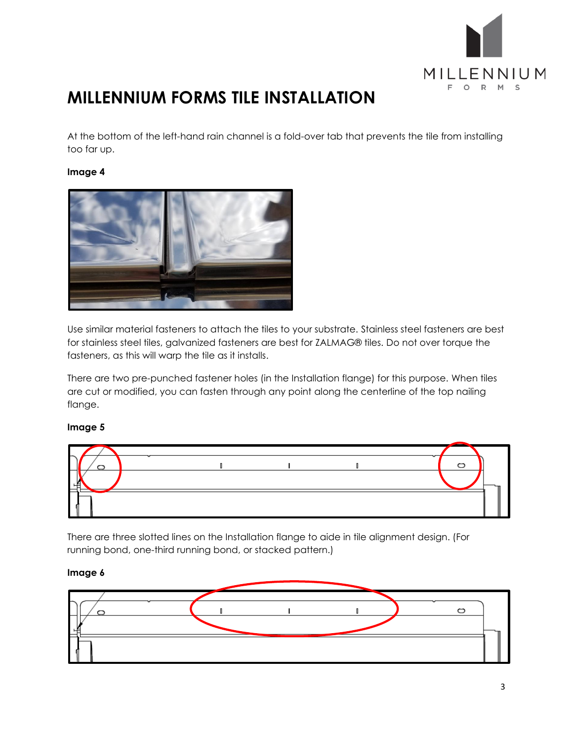# MILLENNIUM FORMS TILE INSTALLATION

At the bottom of the left-hand rain channel is a fold-over tab that prevents the tile from installing too far up.

**Image 4**

Use similar material fasteners to attach the tiles to your substrate. Stainless steel fasteners are best for stainless steel tiles, galvanized fasteners are best for ZALMAG® tiles. Do not over torque the fasteners, as this will warp the tile as it installs.

There are two pre-punched fastener holes (in the Installation flange) for this purpose. When tiles are cut or modified, you can fasten through any point along the centerline of the top nailing flange.

**Image 5**

There are three slotted lines on the Installation flange to aide in tile alignment design. (For running bond, one-third running bond, or stacked pattern.)

**Image 6**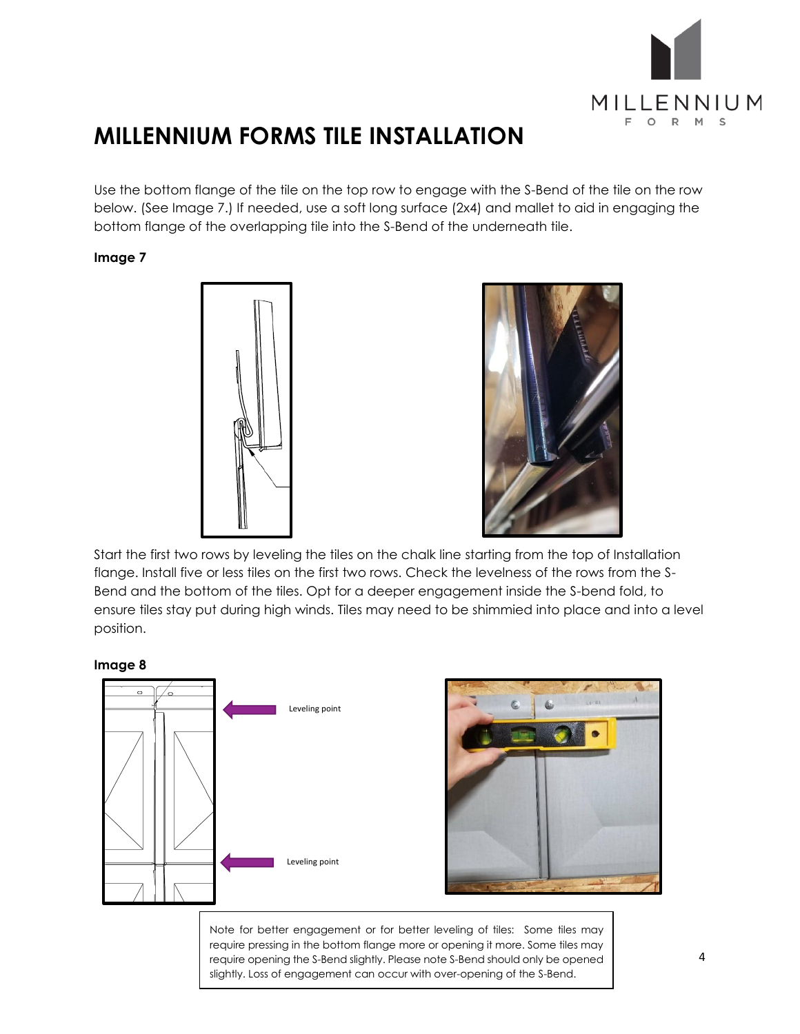# MILLENNIUM FORMS TILE INSTALLATION

Use the bottom flange of the tile on the top row to engage with the S-Bend of the tile on the row below. (See Image 7.) If needed, use a soft long surface (2x4) and mallet to aid in engaging the bottom flange of the overlapping tile into the S-Bend of the underneath tile.

**Image 7**

Start the first two rows by leveling the tiles on the chalk line starting from the top of Installation flange. Install five or less tiles on the first two rows. Check the levelness of the rows from the S-Bend and the bottom of the tiles. Opt for a deeper engagement inside the S-bend fold, to ensure tiles stay put during high winds. Tiles may need to be shimmied into place and into a level position.

**Image 8**

Leveling point

Leveling point

Note for better engagement or for better leveling of tiles: Some tiles may require pressing in the bottom flange more or opening it more. Some tiles may require opening the S-Bend slightly. Please note S-Bend should only be opened slightly. Loss of engagement can occur with over-opening of the S-Bend.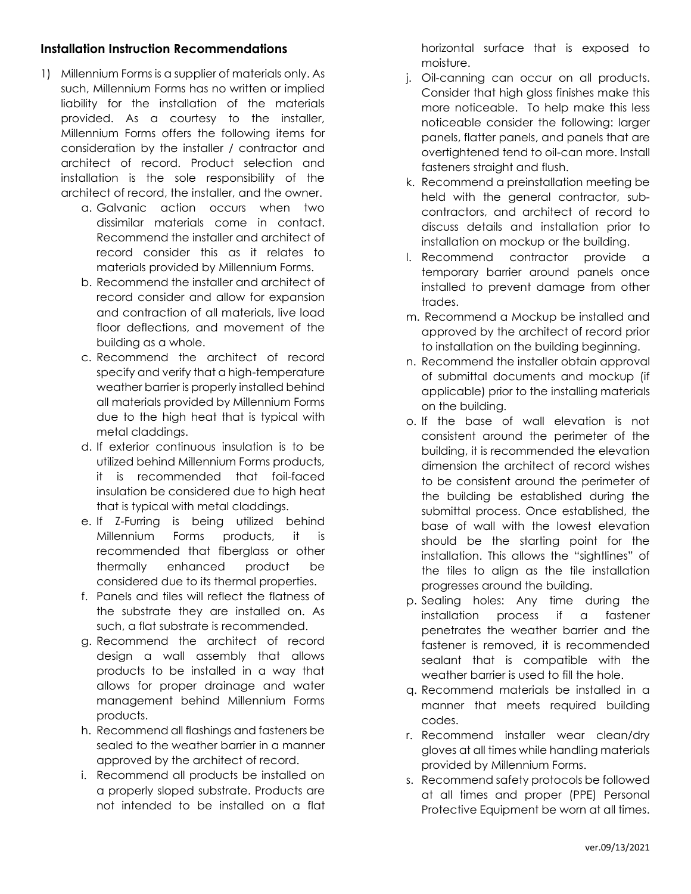### Installation Instruction Recommendations

1) Millennium Forms is a supplier of materials only. As such, Millennium Forms has no written or implied liability for the installation of the materials provided. As a courtesy to the installer, Millennium Forms offers the following items for consideration by the installer / contractor and architect of record. Product selection and installation is the sole responsibility of the architect of record, the installer, and the owner.
   a. Galvanic action occurs when two dissimilar materials come in contact. Recommend the installer and architect of record consider this as it relates to materials provided by Millennium Forms.
   b. Recommend the installer and architect of record consider and allow for expansion and contraction of all materials, live load floor deflections, and movement of the building as a whole.
   c. Recommend the architect of record specify and verify that a high-temperature weather barrier is properly installed behind all materials provided by Millennium Forms due to the high heat that is typical with metal claddings.
   d. If exterior continuous insulation is to be utilized behind Millennium Forms products, it is recommended that foil-faced insulation be considered due to high heat that is typical with metal claddings.
   e. If Z-Furring is being utilized behind Millennium Forms products, it is recommended that fiberglass or other thermally enhanced product be considered due to its thermal properties.
   f. Panels and tiles will reflect the flatness of the substrate they are installed on. As such, a flat substrate is recommended.
   g. Recommend the architect of record design a wall assembly that allows products to be installed in a way that allows for proper drainage and water management behind Millennium Forms products.
   h. Recommend all flashings and fasteners be sealed to the weather barrier in a manner approved by the architect of record.
   i. Recommend all products be installed on a properly sloped substrate. Products are not intended to be installed on a flat horizontal surface that is exposed to moisture.
   j. Oil-canning can occur on all products. Consider that high gloss finishes make this more noticeable. To help make this less noticeable consider the following: larger panels, flatter panels, and panels that are overtightened tend to oil-can more. Install fasteners straight and flush.
   k. Recommend a preinstallation meeting be held with the general contractor, sub-contractors, and architect of record to discuss details and installation prior to installation on mockup or the building.
   l. Recommend contractor provide a temporary barrier around panels once installed to prevent damage from other trades.
   m. Recommend a Mockup be installed and approved by the architect of record prior to installation on the building beginning.
   n. Recommend the installer obtain approval of submittal documents and mockup (if applicable) prior to the installing materials on the building.
   o. If the base of wall elevation is not consistent around the perimeter of the building, it is recommended the elevation dimension the architect of record wishes to be consistent around the perimeter of the building be established during the submittal process. Once established, the base of wall with the lowest elevation should be the starting point for the installation. This allows the "sightlines" of the tiles to align as the tile installation progresses around the building.
   p. Sealing holes: Any time during the installation process if a fastener penetrates the weather barrier and the fastener is removed, it is recommended sealant that is compatible with the weather barrier is used to fill the hole.
   q. Recommend materials be installed in a manner that meets required building codes.
   r. Recommend installer wear clean/dry gloves at all times while handling materials provided by Millennium Forms.
   s. Recommend safety protocols be followed at all times and proper (PPE) Personal Protective Equipment be worn at all times.

ver.09/13/2021